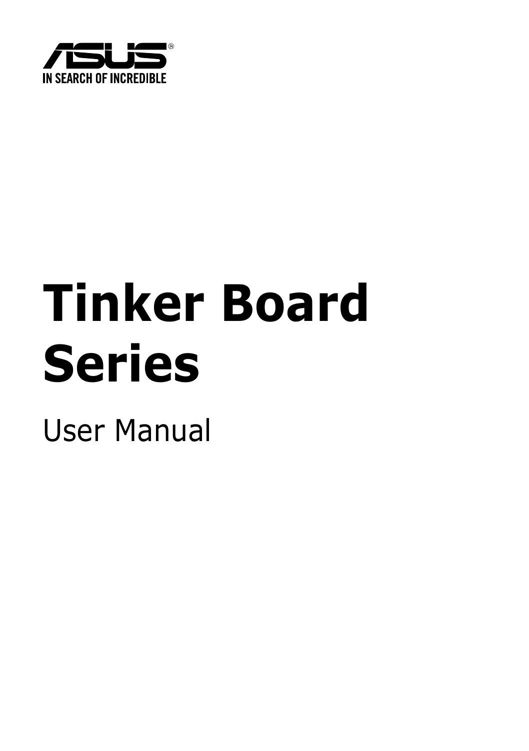IN SEARCH OF INCREDIBLE

# Tinker Board Series

User Manual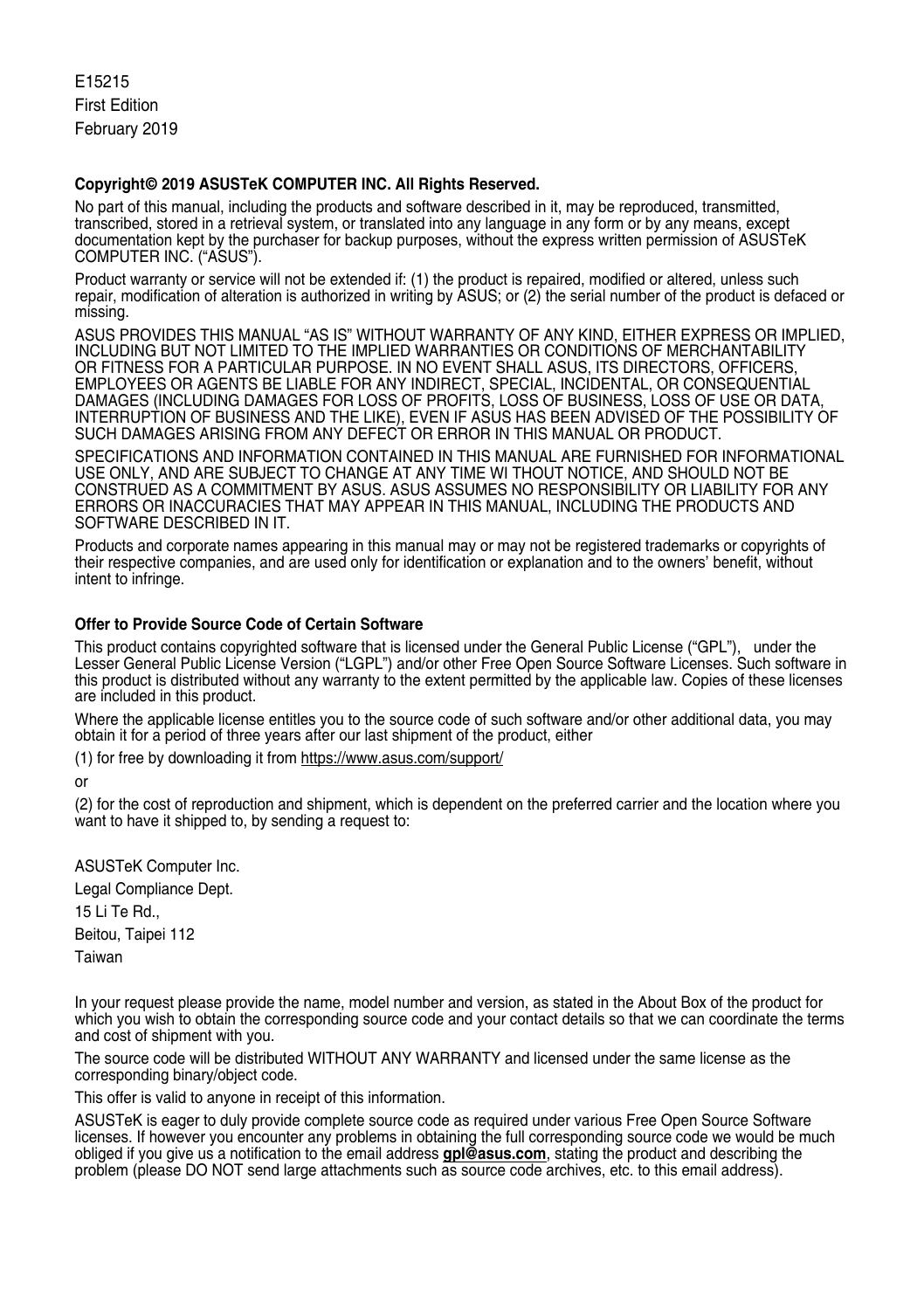E15215
First Edition
February 2019

**Copyright© 2019 ASUSTeK COMPUTER INC. All Rights Reserved.**

No part of this manual, including the products and software described in it, may be reproduced, transmitted, transcribed, stored in a retrieval system, or translated into any language in any form or by any means, except documentation kept by the purchaser for backup purposes, without the express written permission of ASUSTeK COMPUTER INC. ("ASUS").

Product warranty or service will not be extended if: (1) the product is repaired, modified or altered, unless such repair, modification of alteration is authorized in writing by ASUS; or (2) the serial number of the product is defaced or missing.

ASUS PROVIDES THIS MANUAL "AS IS" WITHOUT WARRANTY OF ANY KIND, EITHER EXPRESS OR IMPLIED, INCLUDING BUT NOT LIMITED TO THE IMPLIED WARRANTIES OR CONDITIONS OF MERCHANTABILITY OR FITNESS FOR A PARTICULAR PURPOSE. IN NO EVENT SHALL ASUS, ITS DIRECTORS, OFFICERS, EMPLOYEES OR AGENTS BE LIABLE FOR ANY INDIRECT, SPECIAL, INCIDENTAL, OR CONSEQUENTIAL DAMAGES (INCLUDING DAMAGES FOR LOSS OF PROFITS, LOSS OF BUSINESS, LOSS OF USE OR DATA, INTERRUPTION OF BUSINESS AND THE LIKE), EVEN IF ASUS HAS BEEN ADVISED OF THE POSSIBILITY OF SUCH DAMAGES ARISING FROM ANY DEFECT OR ERROR IN THIS MANUAL OR PRODUCT.

SPECIFICATIONS AND INFORMATION CONTAINED IN THIS MANUAL ARE FURNISHED FOR INFORMATIONAL USE ONLY, AND ARE SUBJECT TO CHANGE AT ANY TIME WI THOUT NOTICE, AND SHOULD NOT BE CONSTRUED AS A COMMITMENT BY ASUS. ASUS ASSUMES NO RESPONSIBILITY OR LIABILITY FOR ANY ERRORS OR INACCURACIES THAT MAY APPEAR IN THIS MANUAL, INCLUDING THE PRODUCTS AND SOFTWARE DESCRIBED IN IT.

Products and corporate names appearing in this manual may or may not be registered trademarks or copyrights of their respective companies, and are used only for identification or explanation and to the owners' benefit, without intent to infringe.

**Offer to Provide Source Code of Certain Software**

This product contains copyrighted software that is licensed under the General Public License ("GPL"), under the Lesser General Public License Version ("LGPL") and/or other Free Open Source Software Licenses. Such software in this product is distributed without any warranty to the extent permitted by the applicable law. Copies of these licenses are included in this product.

Where the applicable license entitles you to the source code of such software and/or other additional data, you may obtain it for a period of three years after our last shipment of the product, either

(1) for free by downloading it from https://www.asus.com/support/

or

(2) for the cost of reproduction and shipment, which is dependent on the preferred carrier and the location where you want to have it shipped to, by sending a request to:

ASUSTeK Computer Inc.
Legal Compliance Dept.
15 Li Te Rd.,
Beitou, Taipei 112
Taiwan

In your request please provide the name, model number and version, as stated in the About Box of the product for which you wish to obtain the corresponding source code and your contact details so that we can coordinate the terms and cost of shipment with you.

The source code will be distributed WITHOUT ANY WARRANTY and licensed under the same license as the corresponding binary/object code.

This offer is valid to anyone in receipt of this information.

ASUSTeK is eager to duly provide complete source code as required under various Free Open Source Software licenses. If however you encounter any problems in obtaining the full corresponding source code we would be much obliged if you give us a notification to the email address **gpl@asus.com**, stating the product and describing the problem (please DO NOT send large attachments such as source code archives, etc. to this email address).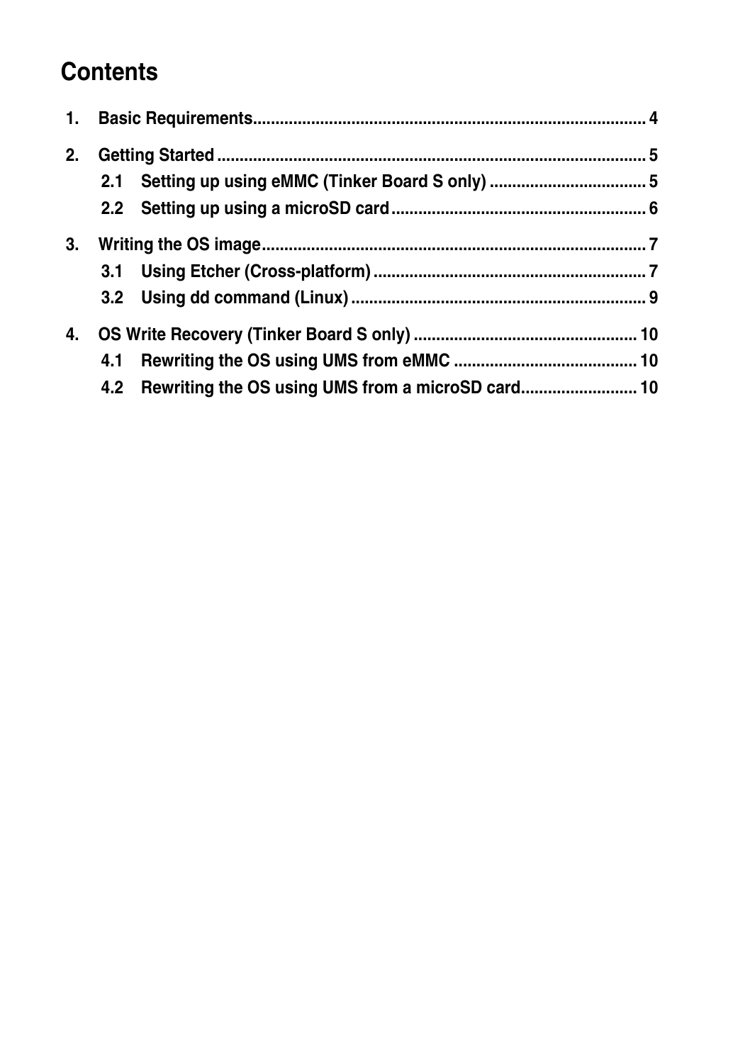# Contents

1. **Basic Requirements** ........................................................................................ 4
2. **Getting Started** ................................................................................................ 5
   - 2.1 Setting up using eMMC (Tinker Board S only) .................................... 5
   - 2.2 Setting up using a microSD card ........................................................ 6
3. **Writing the OS image** ....................................................................................... 7
   - 3.1 Using Etcher (Cross-platform) ............................................................. 7
   - 3.2 Using dd command (Linux) .................................................................. 9
4. **OS Write Recovery (Tinker Board S only)** ..................................................... 10
   - 4.1 Rewriting the OS using UMS from eMMC ......................................... 10
   - 4.2 Rewriting the OS using UMS from a microSD card ........................... 10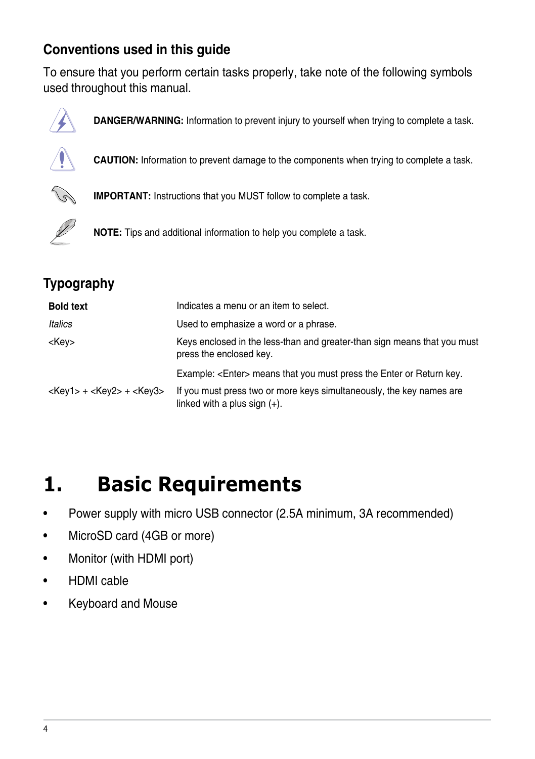## Conventions used in this guide

To ensure that you perform certain tasks properly, take note of the following symbols used throughout this manual.

**DANGER/WARNING:** Information to prevent injury to yourself when trying to complete a task.

**CAUTION:** Information to prevent damage to the components when trying to complete a task.

**IMPORTANT:** Instructions that you MUST follow to complete a task.

**NOTE:** Tips and additional information to help you complete a task.

## Typography

| | |
|---|---|
| **Bold text** | Indicates a menu or an item to select. |
| *Italics* | Used to emphasize a word or a phrase. |
| <Key> | Keys enclosed in the less-than and greater-than sign means that you must press the enclosed key.<br><br>Example: <Enter> means that you must press the Enter or Return key. |
| <Key1> + <Key2> + <Key3> | If you must press two or more keys simultaneously, the key names are linked with a plus sign (+). |

# 1. Basic Requirements

- Power supply with micro USB connector (2.5A minimum, 3A recommended)
- MicroSD card (4GB or more)
- Monitor (with HDMI port)
- HDMI cable
- Keyboard and Mouse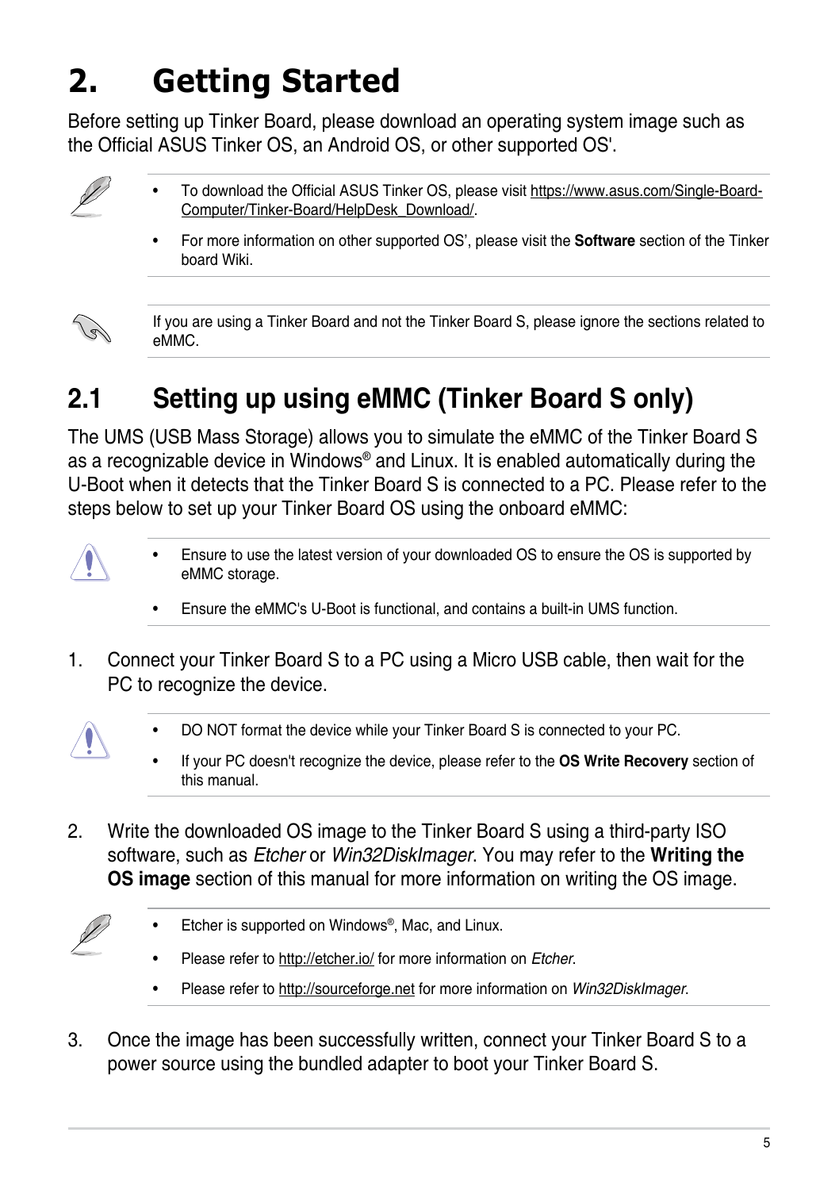# 2. Getting Started

Before setting up Tinker Board, please download an operating system image such as the Official ASUS Tinker OS, an Android OS, or other supported OS'.

- To download the Official ASUS Tinker OS, please visit https://www.asus.com/Single-Board-Computer/Tinker-Board/HelpDesk_Download/.
- For more information on other supported OS', please visit the **Software** section of the Tinker board Wiki.

If you are using a Tinker Board and not the Tinker Board S, please ignore the sections related to eMMC.

## 2.1 Setting up using eMMC (Tinker Board S only)

The UMS (USB Mass Storage) allows you to simulate the eMMC of the Tinker Board S as a recognizable device in Windows® and Linux. It is enabled automatically during the U-Boot when it detects that the Tinker Board S is connected to a PC. Please refer to the steps below to set up your Tinker Board OS using the onboard eMMC:

- Ensure to use the latest version of your downloaded OS to ensure the OS is supported by eMMC storage.
- Ensure the eMMC's U-Boot is functional, and contains a built-in UMS function.

1. Connect your Tinker Board S to a PC using a Micro USB cable, then wait for the PC to recognize the device.

   - DO NOT format the device while your Tinker Board S is connected to your PC.
   - If your PC doesn't recognize the device, please refer to the **OS Write Recovery** section of this manual.

2. Write the downloaded OS image to the Tinker Board S using a third-party ISO software, such as *Etcher* or *Win32DiskImager*. You may refer to the **Writing the OS image** section of this manual for more information on writing the OS image.

   - Etcher is supported on Windows®, Mac, and Linux.
   - Please refer to http://etcher.io/ for more information on *Etcher*.
   - Please refer to http://sourceforge.net for more information on *Win32DiskImager*.

3. Once the image has been successfully written, connect your Tinker Board S to a power source using the bundled adapter to boot your Tinker Board S.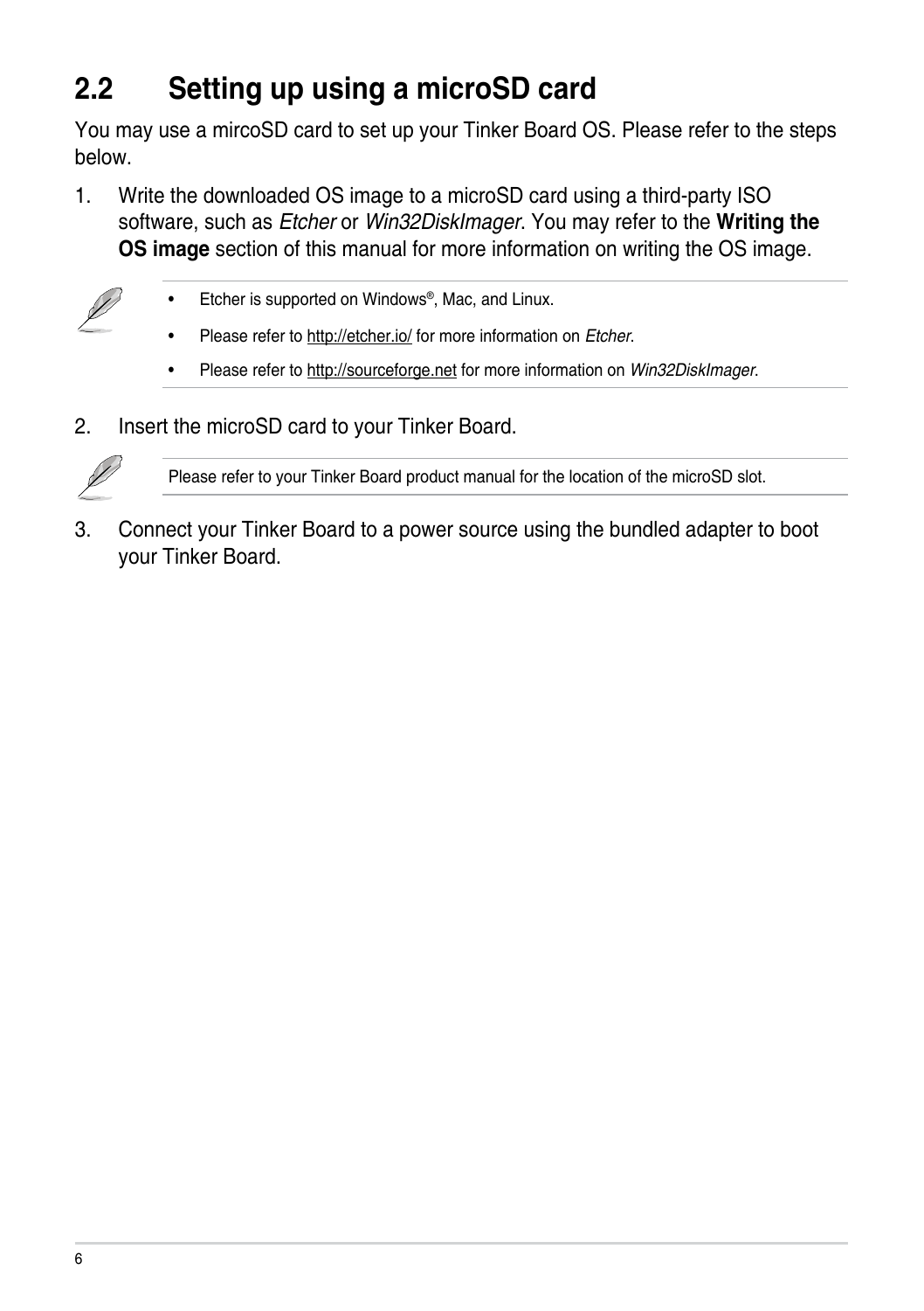## 2.2 Setting up using a microSD card

You may use a mircoSD card to set up your Tinker Board OS. Please refer to the steps below.

1. Write the downloaded OS image to a microSD card using a third-party ISO software, such as *Etcher* or *Win32DiskImager*. You may refer to the **Writing the OS image** section of this manual for more information on writing the OS image.

   - Etcher is supported on Windows®, Mac, and Linux.
   - Please refer to http://etcher.io/ for more information on *Etcher*.
   - Please refer to http://sourceforge.net for more information on *Win32DiskImager*.

2. Insert the microSD card to your Tinker Board.

   Please refer to your Tinker Board product manual for the location of the microSD slot.

3. Connect your Tinker Board to a power source using the bundled adapter to boot your Tinker Board.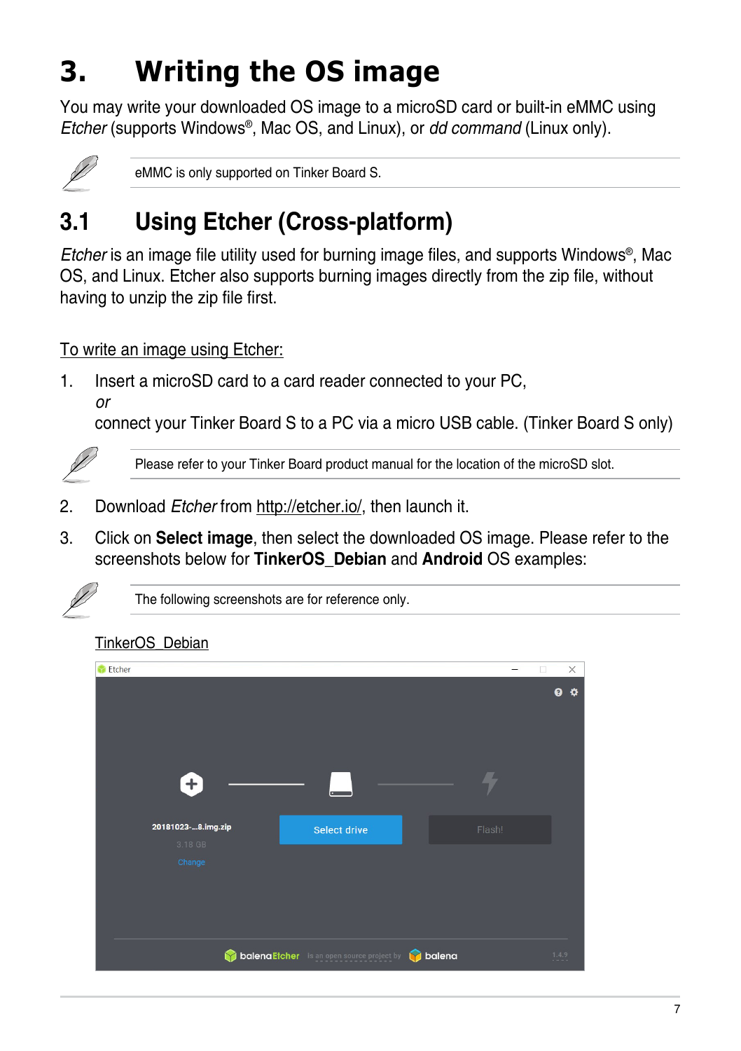# 3. Writing the OS image

You may write your downloaded OS image to a microSD card or built-in eMMC using *Etcher* (supports Windows®, Mac OS, and Linux), or *dd command* (Linux only).

eMMC is only supported on Tinker Board S.

## 3.1 Using Etcher (Cross-platform)

*Etcher* is an image file utility used for burning image files, and supports Windows®, Mac OS, and Linux. Etcher also supports burning images directly from the zip file, without having to unzip the zip file first.

To write an image using Etcher:

1. Insert a microSD card to a card reader connected to your PC,
   *or*
   connect your Tinker Board S to a PC via a micro USB cable. (Tinker Board S only)

Please refer to your Tinker Board product manual for the location of the microSD slot.

2. Download *Etcher* from http://etcher.io/, then launch it.

3. Click on **Select image**, then select the downloaded OS image. Please refer to the screenshots below for **TinkerOS_Debian** and **Android** OS examples:

The following screenshots are for reference only.

TinkerOS_Debian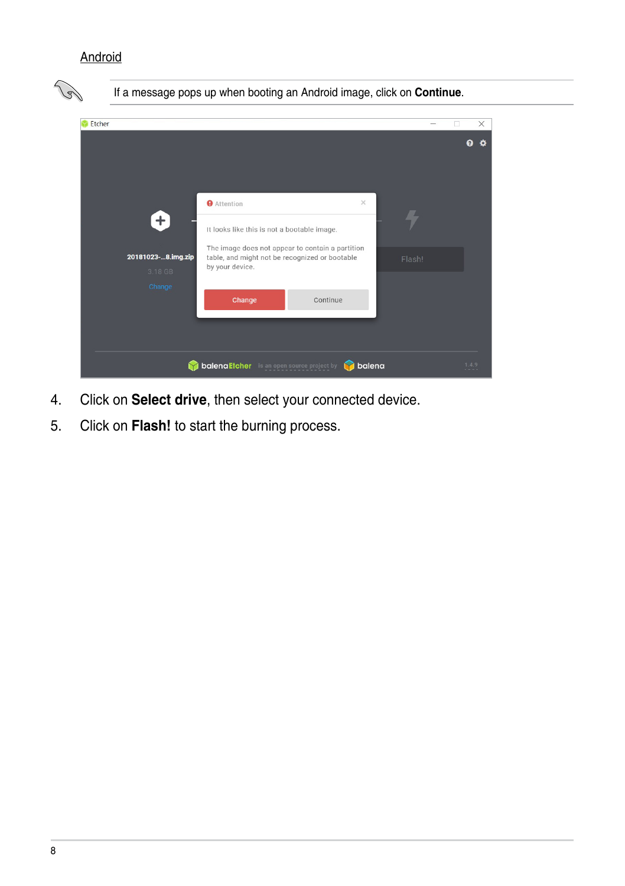Android

If a message pops up when booting an Android image, click on **Continue**.

4. Click on **Select drive**, then select your connected device.
5. Click on **Flash!** to start the burning process.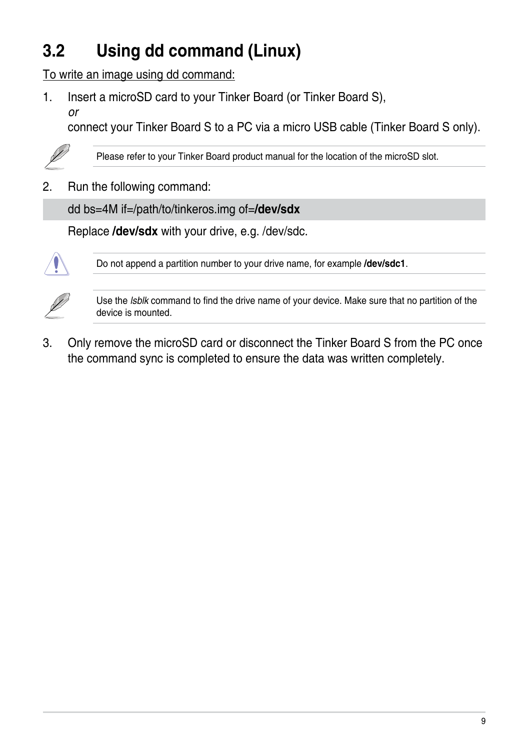## 3.2 Using dd command (Linux)

To write an image using dd command:

1. Insert a microSD card to your Tinker Board (or Tinker Board S),
   *or*
   connect your Tinker Board S to a PC via a micro USB cable (Tinker Board S only).

   > Please refer to your Tinker Board product manual for the location of the microSD slot.

2. Run the following command:

   ```
   dd bs=4M if=/path/to/tinkeros.img of=/dev/sdx
   ```

   Replace **/dev/sdx** with your drive, e.g. /dev/sdc.

   > Do not append a partition number to your drive name, for example **/dev/sdc1**.

   > Use the *lsblk* command to find the drive name of your device. Make sure that no partition of the device is mounted.

3. Only remove the microSD card or disconnect the Tinker Board S from the PC once the command sync is completed to ensure the data was written completely.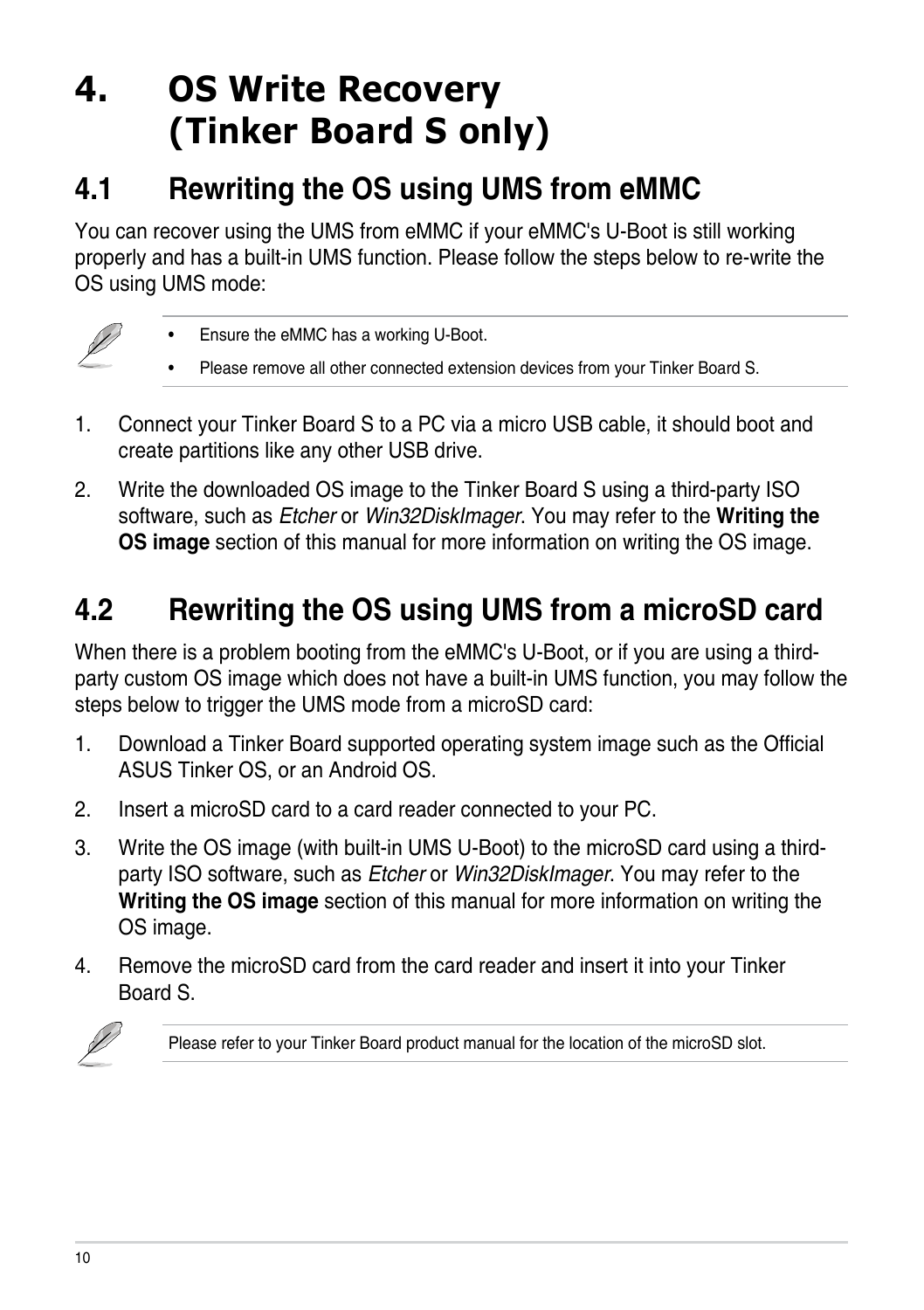# 4. OS Write Recovery (Tinker Board S only)

## 4.1 Rewriting the OS using UMS from eMMC

You can recover using the UMS from eMMC if your eMMC's U-Boot is still working properly and has a built-in UMS function. Please follow the steps below to re-write the OS using UMS mode:

- Ensure the eMMC has a working U-Boot.
- Please remove all other connected extension devices from your Tinker Board S.

1. Connect your Tinker Board S to a PC via a micro USB cable, it should boot and create partitions like any other USB drive.
2. Write the downloaded OS image to the Tinker Board S using a third-party ISO software, such as *Etcher* or *Win32DiskImager*. You may refer to the **Writing the OS image** section of this manual for more information on writing the OS image.

## 4.2 Rewriting the OS using UMS from a microSD card

When there is a problem booting from the eMMC's U-Boot, or if you are using a third-party custom OS image which does not have a built-in UMS function, you may follow the steps below to trigger the UMS mode from a microSD card:

1. Download a Tinker Board supported operating system image such as the Official ASUS Tinker OS, or an Android OS.
2. Insert a microSD card to a card reader connected to your PC.
3. Write the OS image (with built-in UMS U-Boot) to the microSD card using a third-party ISO software, such as *Etcher* or *Win32DiskImager*. You may refer to the **Writing the OS image** section of this manual for more information on writing the OS image.
4. Remove the microSD card from the card reader and insert it into your Tinker Board S.

Please refer to your Tinker Board product manual for the location of the microSD slot.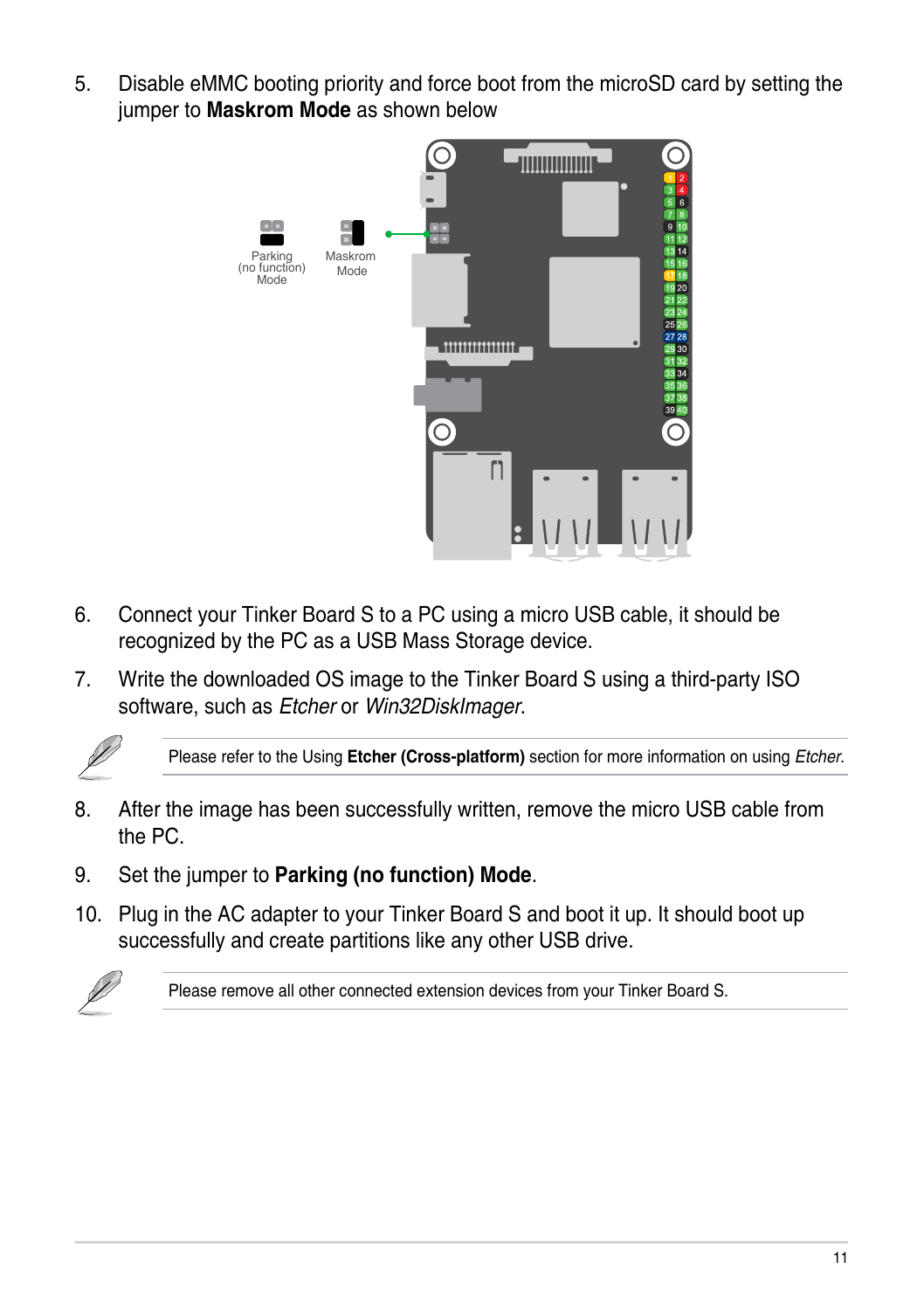5. Disable eMMC booting priority and force boot from the microSD card by setting the jumper to **Maskrom Mode** as shown below

Parking (no function) Mode

Maskrom Mode

6. Connect your Tinker Board S to a PC using a micro USB cable, it should be recognized by the PC as a USB Mass Storage device.
7. Write the downloaded OS image to the Tinker Board S using a third-party ISO software, such as *Etcher* or *Win32DiskImager*.

Please refer to the Using **Etcher (Cross-platform)** section for more information on using *Etcher*.

8. After the image has been successfully written, remove the micro USB cable from the PC.
9. Set the jumper to **Parking (no function) Mode**.
10. Plug in the AC adapter to your Tinker Board S and boot it up. It should boot up successfully and create partitions like any other USB drive.

Please remove all other connected extension devices from your Tinker Board S.